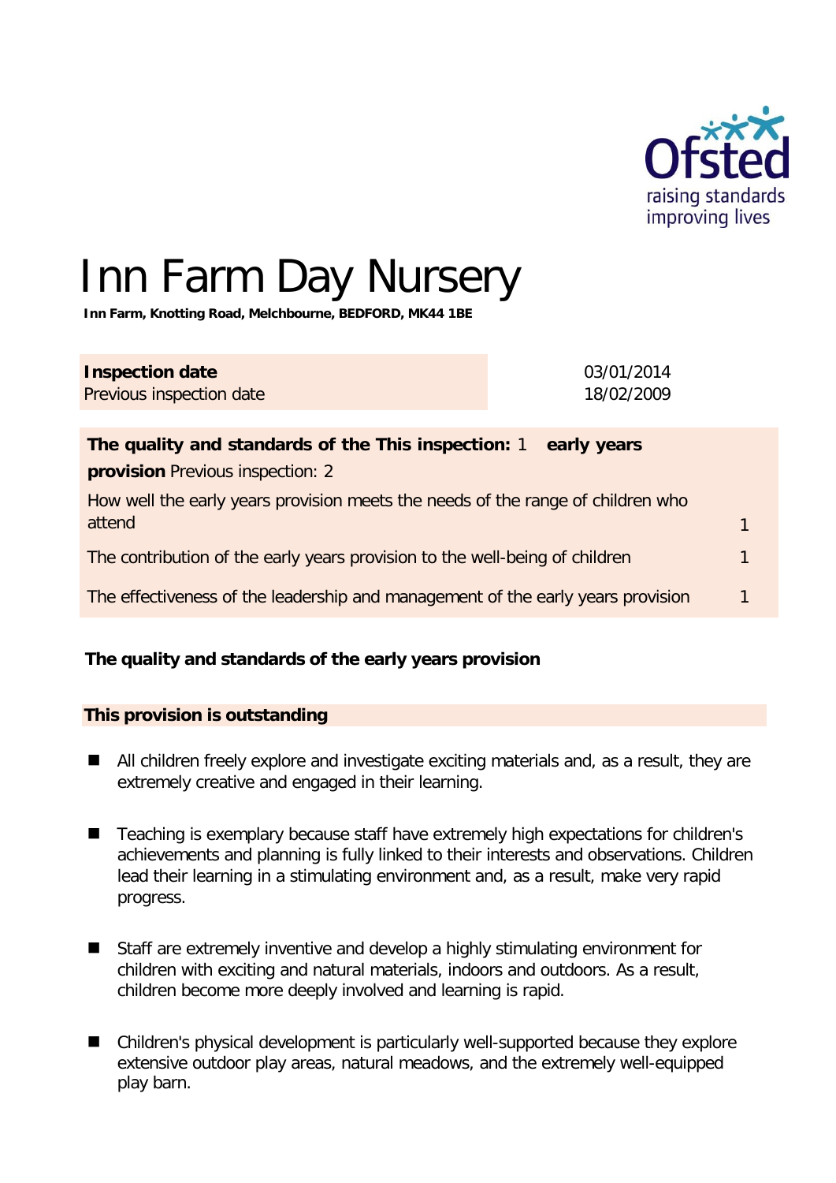# Inn Farm Day Nursery

**Inn Farm, Knotting Road, Melchbourne, BEDFORD, MK44 1BE**

| **Inspection date** | 03/01/2014 |
|---|---|
| Previous inspection date | 18/02/2009 |

| **The quality and standards of the early years provision** | This inspection: 1 |
|---|---|
| | Previous inspection: 2 |
| How well the early years provision meets the needs of the range of children who attend | 1 |
| The contribution of the early years provision to the well-being of children | 1 |
| The effectiveness of the leadership and management of the early years provision | 1 |

## The quality and standards of the early years provision

### This provision is outstanding

- All children freely explore and investigate exciting materials and, as a result, they are extremely creative and engaged in their learning.
- Teaching is exemplary because staff have extremely high expectations for children's achievements and planning is fully linked to their interests and observations. Children lead their learning in a stimulating environment and, as a result, make very rapid progress.
- Staff are extremely inventive and develop a highly stimulating environment for children with exciting and natural materials, indoors and outdoors. As a result, children become more deeply involved and learning is rapid.
- Children's physical development is particularly well-supported because they explore extensive outdoor play areas, natural meadows, and the extremely well-equipped play barn.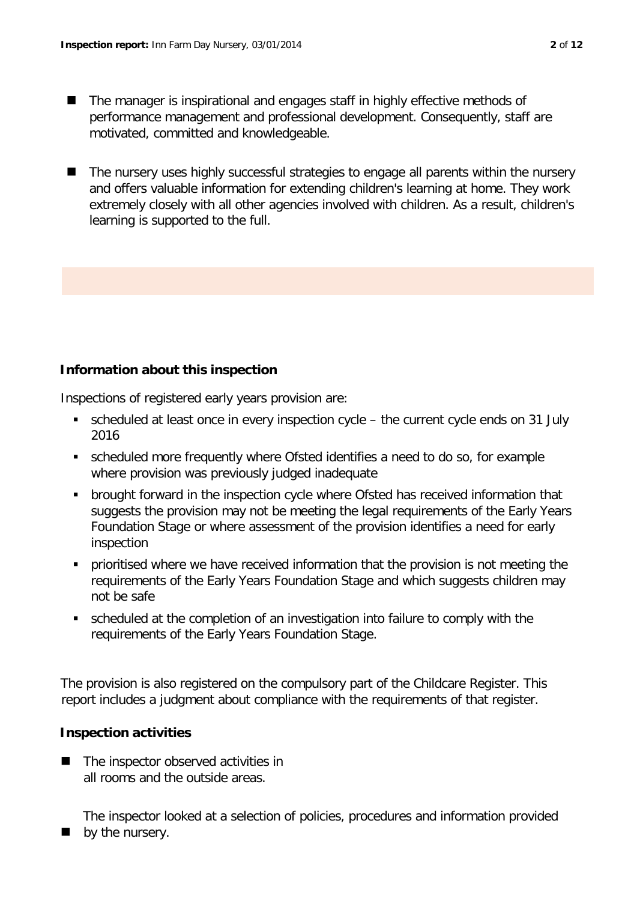- The manager is inspirational and engages staff in highly effective methods of performance management and professional development. Consequently, staff are motivated, committed and knowledgeable.

- The nursery uses highly successful strategies to engage all parents within the nursery and offers valuable information for extending children's learning at home. They work extremely closely with all other agencies involved with children. As a result, children's learning is supported to the full.

## Information about this inspection

Inspections of registered early years provision are:

- scheduled at least once in every inspection cycle – the current cycle ends on 31 July 2016
- scheduled more frequently where Ofsted identifies a need to do so, for example where provision was previously judged inadequate
- brought forward in the inspection cycle where Ofsted has received information that suggests the provision may not be meeting the legal requirements of the Early Years Foundation Stage or where assessment of the provision identifies a need for early inspection
- prioritised where we have received information that the provision is not meeting the requirements of the Early Years Foundation Stage and which suggests children may not be safe
- scheduled at the completion of an investigation into failure to comply with the requirements of the Early Years Foundation Stage.

The provision is also registered on the compulsory part of the Childcare Register. This report includes a judgment about compliance with the requirements of that register.

## Inspection activities

- The inspector observed activities in all rooms and the outside areas.

- The inspector looked at a selection of policies, procedures and information provided by the nursery.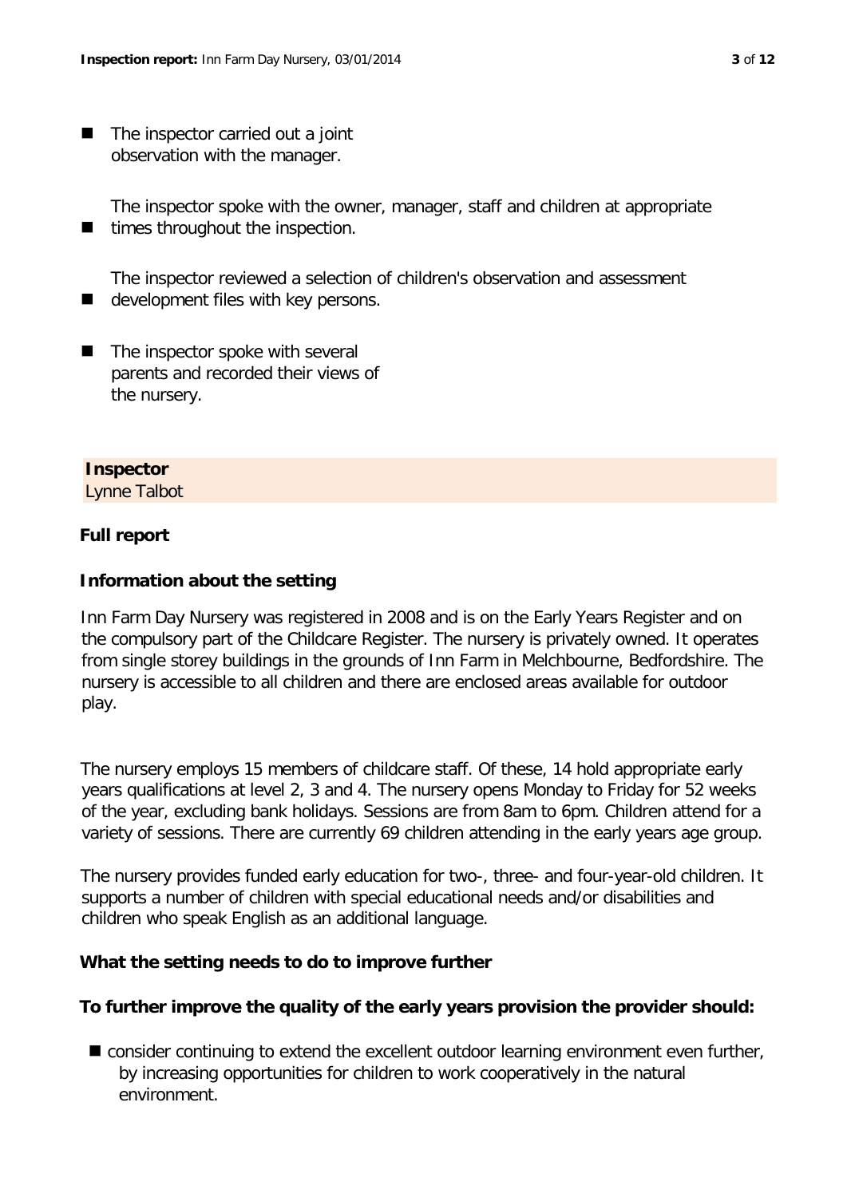- The inspector carried out a joint observation with the manager.
- The inspector spoke with the owner, manager, staff and children at appropriate times throughout the inspection.
- The inspector reviewed a selection of children's observation and assessment development files with key persons.
- The inspector spoke with several parents and recorded their views of the nursery.

**Inspector**
Lynne Talbot

## Full report

### Information about the setting

Inn Farm Day Nursery was registered in 2008 and is on the Early Years Register and on the compulsory part of the Childcare Register. The nursery is privately owned. It operates from single storey buildings in the grounds of Inn Farm in Melchbourne, Bedfordshire. The nursery is accessible to all children and there are enclosed areas available for outdoor play.

The nursery employs 15 members of childcare staff. Of these, 14 hold appropriate early years qualifications at level 2, 3 and 4. The nursery opens Monday to Friday for 52 weeks of the year, excluding bank holidays. Sessions are from 8am to 6pm. Children attend for a variety of sessions. There are currently 69 children attending in the early years age group.

The nursery provides funded early education for two-, three- and four-year-old children. It supports a number of children with special educational needs and/or disabilities and children who speak English as an additional language.

### What the setting needs to do to improve further

**To further improve the quality of the early years provision the provider should:**

- consider continuing to extend the excellent outdoor learning environment even further, by increasing opportunities for children to work cooperatively in the natural environment.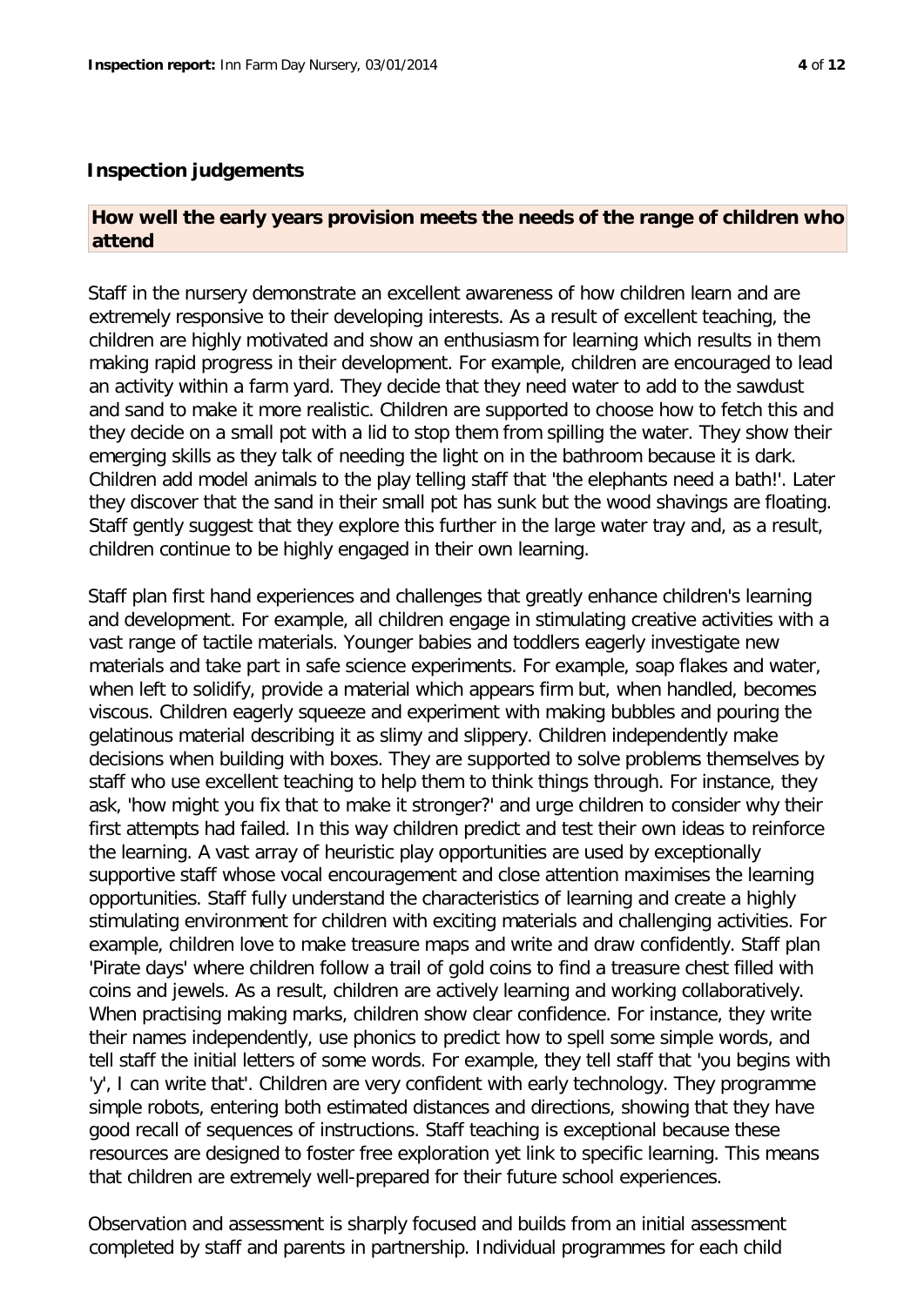## Inspection judgements

### How well the early years provision meets the needs of the range of children who attend

Staff in the nursery demonstrate an excellent awareness of how children learn and are extremely responsive to their developing interests. As a result of excellent teaching, the children are highly motivated and show an enthusiasm for learning which results in them making rapid progress in their development. For example, children are encouraged to lead an activity within a farm yard. They decide that they need water to add to the sawdust and sand to make it more realistic. Children are supported to choose how to fetch this and they decide on a small pot with a lid to stop them from spilling the water. They show their emerging skills as they talk of needing the light on in the bathroom because it is dark. Children add model animals to the play telling staff that 'the elephants need a bath!'. Later they discover that the sand in their small pot has sunk but the wood shavings are floating. Staff gently suggest that they explore this further in the large water tray and, as a result, children continue to be highly engaged in their own learning.

Staff plan first hand experiences and challenges that greatly enhance children's learning and development. For example, all children engage in stimulating creative activities with a vast range of tactile materials. Younger babies and toddlers eagerly investigate new materials and take part in safe science experiments. For example, soap flakes and water, when left to solidify, provide a material which appears firm but, when handled, becomes viscous. Children eagerly squeeze and experiment with making bubbles and pouring the gelatinous material describing it as slimy and slippery. Children independently make decisions when building with boxes. They are supported to solve problems themselves by staff who use excellent teaching to help them to think things through. For instance, they ask, 'how might you fix that to make it stronger?' and urge children to consider why their first attempts had failed. In this way children predict and test their own ideas to reinforce the learning. A vast array of heuristic play opportunities are used by exceptionally supportive staff whose vocal encouragement and close attention maximises the learning opportunities. Staff fully understand the characteristics of learning and create a highly stimulating environment for children with exciting materials and challenging activities. For example, children love to make treasure maps and write and draw confidently. Staff plan 'Pirate days' where children follow a trail of gold coins to find a treasure chest filled with coins and jewels. As a result, children are actively learning and working collaboratively. When practising making marks, children show clear confidence. For instance, they write their names independently, use phonics to predict how to spell some simple words, and tell staff the initial letters of some words. For example, they tell staff that 'you begins with 'y', I can write that'. Children are very confident with early technology. They programme simple robots, entering both estimated distances and directions, showing that they have good recall of sequences of instructions. Staff teaching is exceptional because these resources are designed to foster free exploration yet link to specific learning. This means that children are extremely well-prepared for their future school experiences.

Observation and assessment is sharply focused and builds from an initial assessment completed by staff and parents in partnership. Individual programmes for each child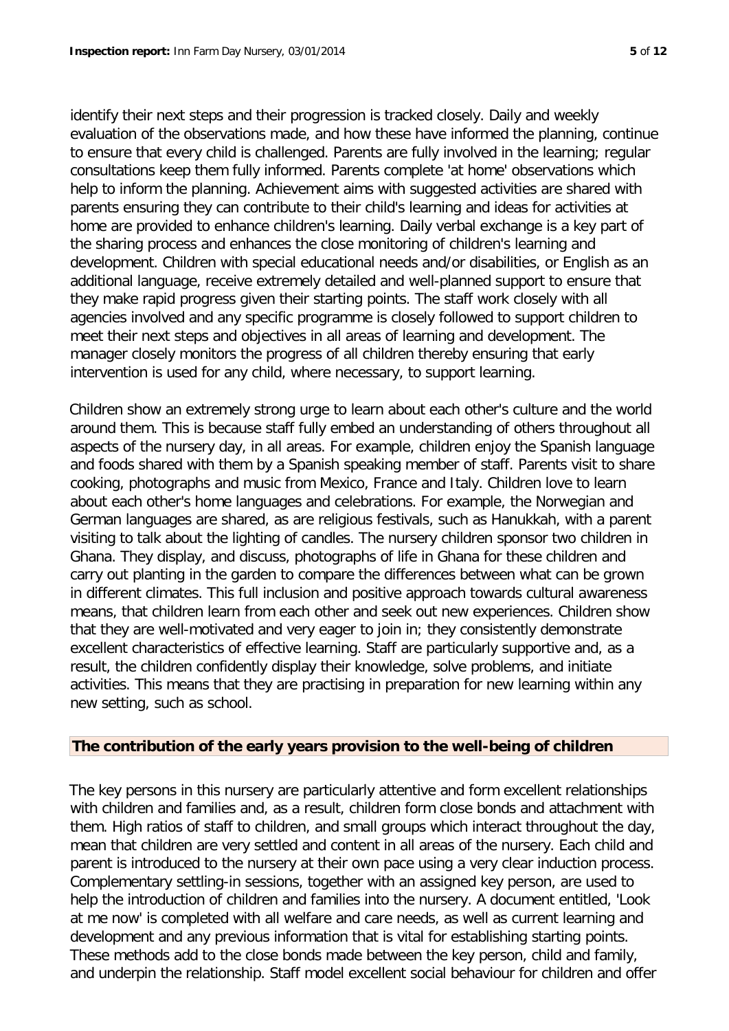identify their next steps and their progression is tracked closely. Daily and weekly evaluation of the observations made, and how these have informed the planning, continue to ensure that every child is challenged. Parents are fully involved in the learning; regular consultations keep them fully informed. Parents complete 'at home' observations which help to inform the planning. Achievement aims with suggested activities are shared with parents ensuring they can contribute to their child's learning and ideas for activities at home are provided to enhance children's learning. Daily verbal exchange is a key part of the sharing process and enhances the close monitoring of children's learning and development. Children with special educational needs and/or disabilities, or English as an additional language, receive extremely detailed and well-planned support to ensure that they make rapid progress given their starting points. The staff work closely with all agencies involved and any specific programme is closely followed to support children to meet their next steps and objectives in all areas of learning and development. The manager closely monitors the progress of all children thereby ensuring that early intervention is used for any child, where necessary, to support learning.

Children show an extremely strong urge to learn about each other's culture and the world around them. This is because staff fully embed an understanding of others throughout all aspects of the nursery day, in all areas. For example, children enjoy the Spanish language and foods shared with them by a Spanish speaking member of staff. Parents visit to share cooking, photographs and music from Mexico, France and Italy. Children love to learn about each other's home languages and celebrations. For example, the Norwegian and German languages are shared, as are religious festivals, such as Hanukkah, with a parent visiting to talk about the lighting of candles. The nursery children sponsor two children in Ghana. They display, and discuss, photographs of life in Ghana for these children and carry out planting in the garden to compare the differences between what can be grown in different climates. This full inclusion and positive approach towards cultural awareness means, that children learn from each other and seek out new experiences. Children show that they are well-motivated and very eager to join in; they consistently demonstrate excellent characteristics of effective learning. Staff are particularly supportive and, as a result, the children confidently display their knowledge, solve problems, and initiate activities. This means that they are practising in preparation for new learning within any new setting, such as school.

## The contribution of the early years provision to the well-being of children

The key persons in this nursery are particularly attentive and form excellent relationships with children and families and, as a result, children form close bonds and attachment with them. High ratios of staff to children, and small groups which interact throughout the day, mean that children are very settled and content in all areas of the nursery. Each child and parent is introduced to the nursery at their own pace using a very clear induction process. Complementary settling-in sessions, together with an assigned key person, are used to help the introduction of children and families into the nursery. A document entitled, 'Look at me now' is completed with all welfare and care needs, as well as current learning and development and any previous information that is vital for establishing starting points. These methods add to the close bonds made between the key person, child and family, and underpin the relationship. Staff model excellent social behaviour for children and offer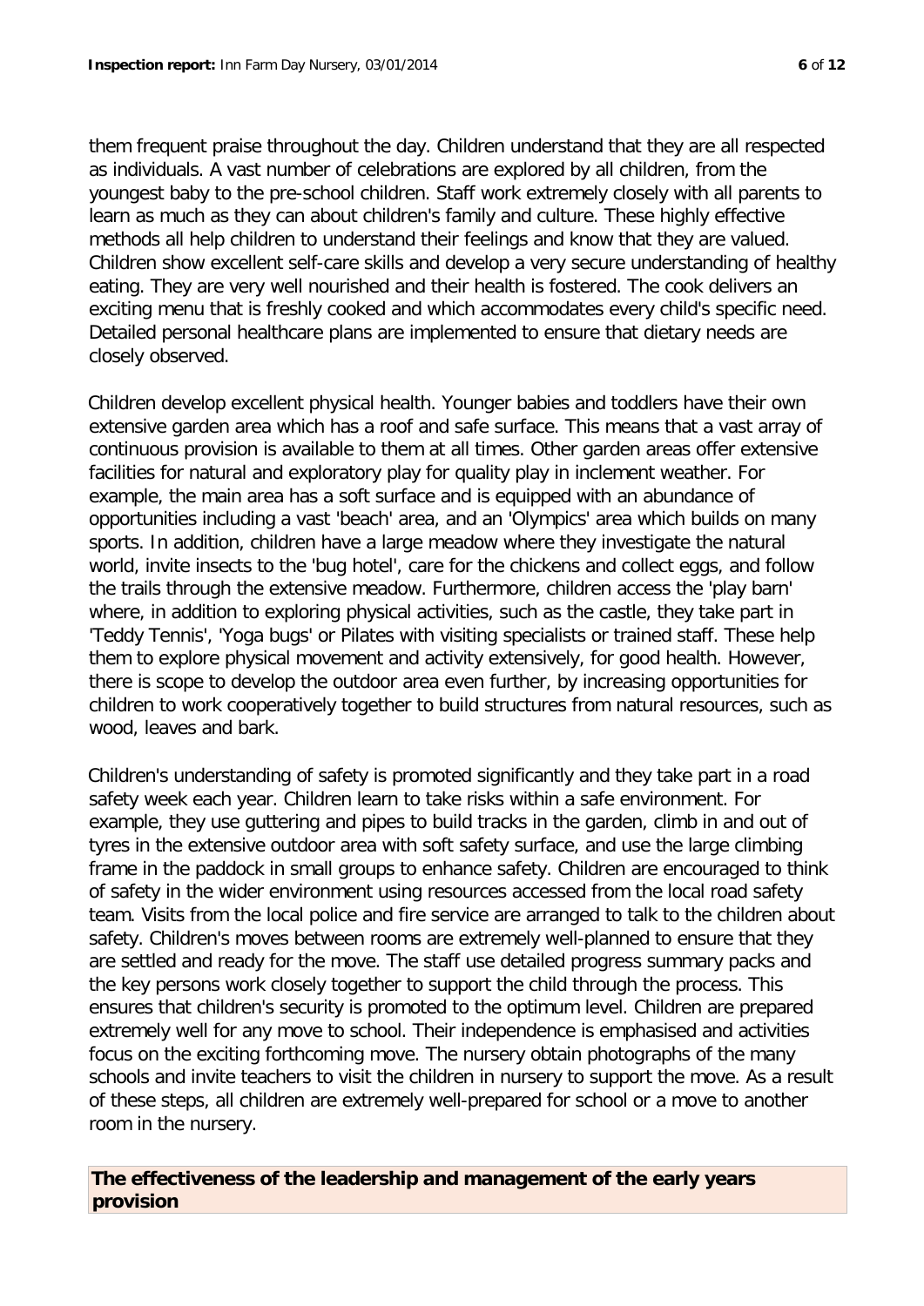them frequent praise throughout the day. Children understand that they are all respected as individuals. A vast number of celebrations are explored by all children, from the youngest baby to the pre-school children. Staff work extremely closely with all parents to learn as much as they can about children's family and culture. These highly effective methods all help children to understand their feelings and know that they are valued. Children show excellent self-care skills and develop a very secure understanding of healthy eating. They are very well nourished and their health is fostered. The cook delivers an exciting menu that is freshly cooked and which accommodates every child's specific need. Detailed personal healthcare plans are implemented to ensure that dietary needs are closely observed.

Children develop excellent physical health. Younger babies and toddlers have their own extensive garden area which has a roof and safe surface. This means that a vast array of continuous provision is available to them at all times. Other garden areas offer extensive facilities for natural and exploratory play for quality play in inclement weather. For example, the main area has a soft surface and is equipped with an abundance of opportunities including a vast 'beach' area, and an 'Olympics' area which builds on many sports. In addition, children have a large meadow where they investigate the natural world, invite insects to the 'bug hotel', care for the chickens and collect eggs, and follow the trails through the extensive meadow. Furthermore, children access the 'play barn' where, in addition to exploring physical activities, such as the castle, they take part in 'Teddy Tennis', 'Yoga bugs' or Pilates with visiting specialists or trained staff. These help them to explore physical movement and activity extensively, for good health. However, there is scope to develop the outdoor area even further, by increasing opportunities for children to work cooperatively together to build structures from natural resources, such as wood, leaves and bark.

Children's understanding of safety is promoted significantly and they take part in a road safety week each year. Children learn to take risks within a safe environment. For example, they use guttering and pipes to build tracks in the garden, climb in and out of tyres in the extensive outdoor area with soft safety surface, and use the large climbing frame in the paddock in small groups to enhance safety. Children are encouraged to think of safety in the wider environment using resources accessed from the local road safety team. Visits from the local police and fire service are arranged to talk to the children about safety. Children's moves between rooms are extremely well-planned to ensure that they are settled and ready for the move. The staff use detailed progress summary packs and the key persons work closely together to support the child through the process. This ensures that children's security is promoted to the optimum level. Children are prepared extremely well for any move to school. Their independence is emphasised and activities focus on the exciting forthcoming move. The nursery obtain photographs of the many schools and invite teachers to visit the children in nursery to support the move. As a result of these steps, all children are extremely well-prepared for school or a move to another room in the nursery.

## The effectiveness of the leadership and management of the early years provision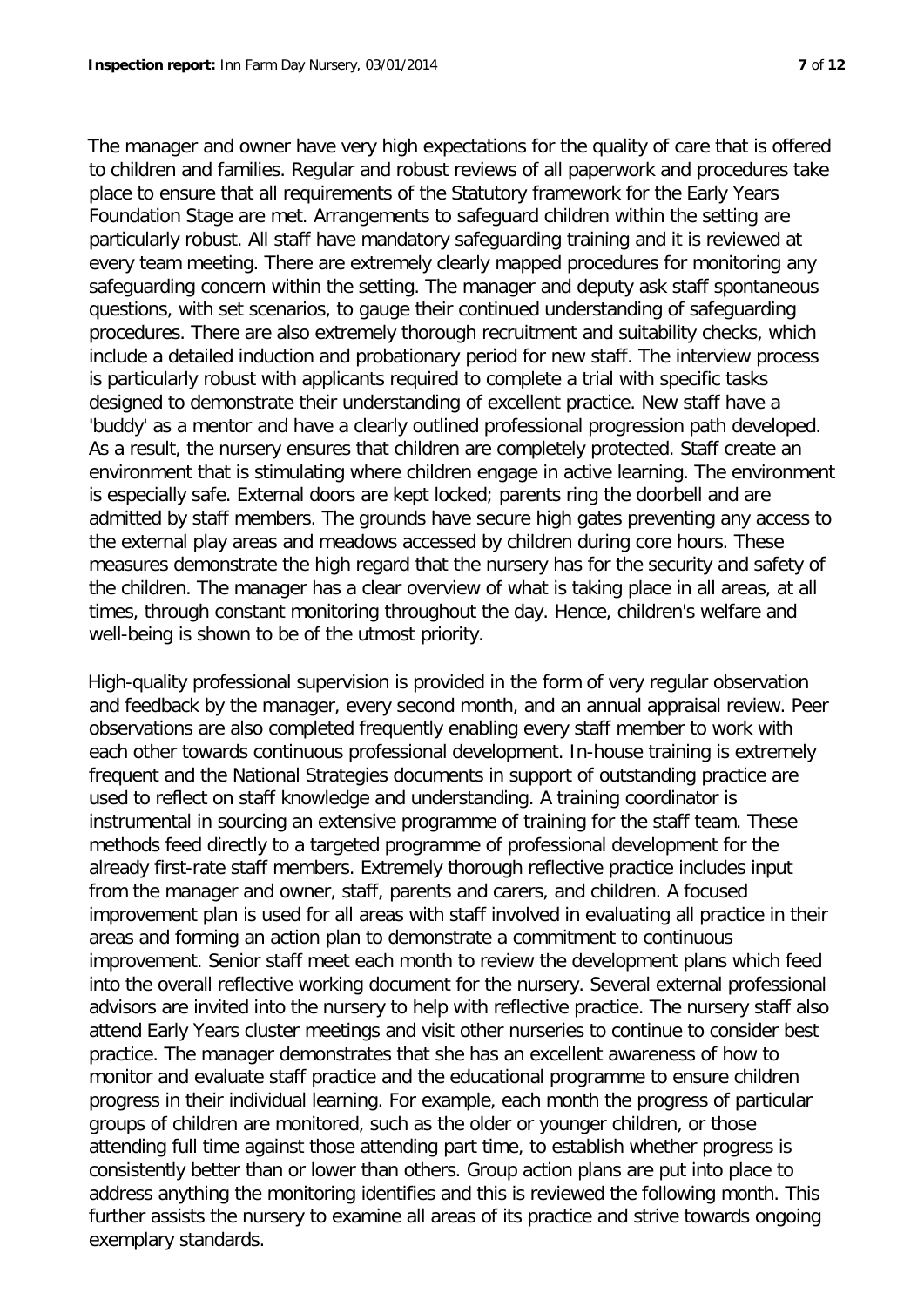The manager and owner have very high expectations for the quality of care that is offered to children and families. Regular and robust reviews of all paperwork and procedures take place to ensure that all requirements of the Statutory framework for the Early Years Foundation Stage are met. Arrangements to safeguard children within the setting are particularly robust. All staff have mandatory safeguarding training and it is reviewed at every team meeting. There are extremely clearly mapped procedures for monitoring any safeguarding concern within the setting. The manager and deputy ask staff spontaneous questions, with set scenarios, to gauge their continued understanding of safeguarding procedures. There are also extremely thorough recruitment and suitability checks, which include a detailed induction and probationary period for new staff. The interview process is particularly robust with applicants required to complete a trial with specific tasks designed to demonstrate their understanding of excellent practice. New staff have a 'buddy' as a mentor and have a clearly outlined professional progression path developed. As a result, the nursery ensures that children are completely protected. Staff create an environment that is stimulating where children engage in active learning. The environment is especially safe. External doors are kept locked; parents ring the doorbell and are admitted by staff members. The grounds have secure high gates preventing any access to the external play areas and meadows accessed by children during core hours. These measures demonstrate the high regard that the nursery has for the security and safety of the children. The manager has a clear overview of what is taking place in all areas, at all times, through constant monitoring throughout the day. Hence, children's welfare and well-being is shown to be of the utmost priority.

High-quality professional supervision is provided in the form of very regular observation and feedback by the manager, every second month, and an annual appraisal review. Peer observations are also completed frequently enabling every staff member to work with each other towards continuous professional development. In-house training is extremely frequent and the National Strategies documents in support of outstanding practice are used to reflect on staff knowledge and understanding. A training coordinator is instrumental in sourcing an extensive programme of training for the staff team. These methods feed directly to a targeted programme of professional development for the already first-rate staff members. Extremely thorough reflective practice includes input from the manager and owner, staff, parents and carers, and children. A focused improvement plan is used for all areas with staff involved in evaluating all practice in their areas and forming an action plan to demonstrate a commitment to continuous improvement. Senior staff meet each month to review the development plans which feed into the overall reflective working document for the nursery. Several external professional advisors are invited into the nursery to help with reflective practice. The nursery staff also attend Early Years cluster meetings and visit other nurseries to continue to consider best practice. The manager demonstrates that she has an excellent awareness of how to monitor and evaluate staff practice and the educational programme to ensure children progress in their individual learning. For example, each month the progress of particular groups of children are monitored, such as the older or younger children, or those attending full time against those attending part time, to establish whether progress is consistently better than or lower than others. Group action plans are put into place to address anything the monitoring identifies and this is reviewed the following month. This further assists the nursery to examine all areas of its practice and strive towards ongoing exemplary standards.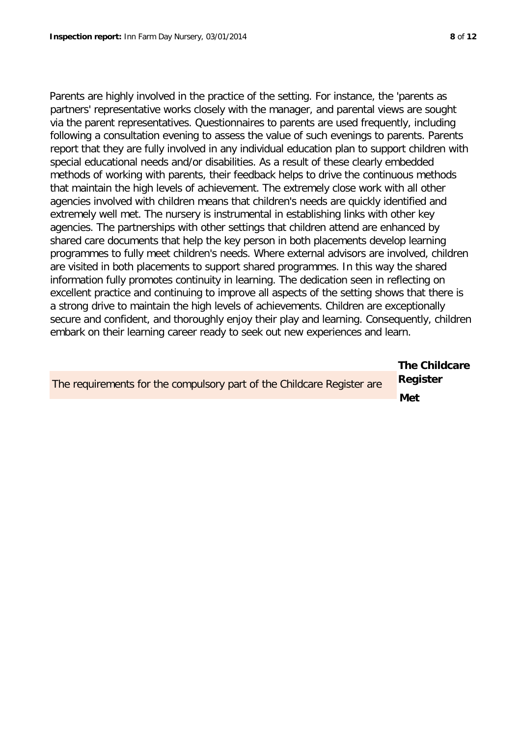Parents are highly involved in the practice of the setting. For instance, the 'parents as partners' representative works closely with the manager, and parental views are sought via the parent representatives. Questionnaires to parents are used frequently, including following a consultation evening to assess the value of such evenings to parents. Parents report that they are fully involved in any individual education plan to support children with special educational needs and/or disabilities. As a result of these clearly embedded methods of working with parents, their feedback helps to drive the continuous methods that maintain the high levels of achievement. The extremely close work with all other agencies involved with children means that children's needs are quickly identified and extremely well met. The nursery is instrumental in establishing links with other key agencies. The partnerships with other settings that children attend are enhanced by shared care documents that help the key person in both placements develop learning programmes to fully meet children's needs. Where external advisors are involved, children are visited in both placements to support shared programmes. In this way the shared information fully promotes continuity in learning. The dedication seen in reflecting on excellent practice and continuing to improve all aspects of the setting shows that there is a strong drive to maintain the high levels of achievements. Children are exceptionally secure and confident, and thoroughly enjoy their play and learning. Consequently, children embark on their learning career ready to seek out new experiences and learn.

| | **The Childcare Register** |
|---|---|
| The requirements for the compulsory part of the Childcare Register are | **Met** |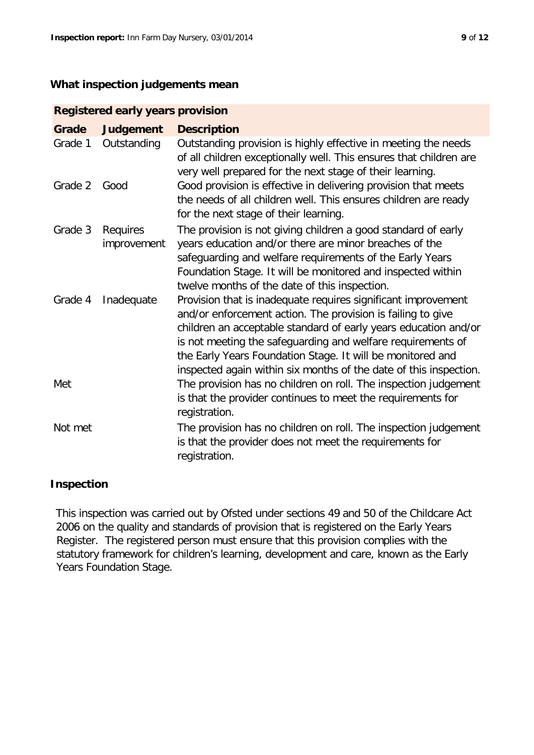## What inspection judgements mean

| Registered early years provision | | |
|---|---|---|
| **Grade** | **Judgement** | **Description** |
| Grade 1 | Outstanding | Outstanding provision is highly effective in meeting the needs of all children exceptionally well. This ensures that children are very well prepared for the next stage of their learning. |
| Grade 2 | Good | Good provision is effective in delivering provision that meets the needs of all children well. This ensures children are ready for the next stage of their learning. |
| Grade 3 | Requires improvement | The provision is not giving children a good standard of early years education and/or there are minor breaches of the safeguarding and welfare requirements of the Early Years Foundation Stage. It will be monitored and inspected within twelve months of the date of this inspection. |
| Grade 4 | Inadequate | Provision that is inadequate requires significant improvement and/or enforcement action. The provision is failing to give children an acceptable standard of early years education and/or is not meeting the safeguarding and welfare requirements of the Early Years Foundation Stage. It will be monitored and inspected again within six months of the date of this inspection. |
| Met | | The provision has no children on roll. The inspection judgement is that the provider continues to meet the requirements for registration. |
| Not met | | The provision has no children on roll. The inspection judgement is that the provider does not meet the requirements for registration. |

## Inspection

This inspection was carried out by Ofsted under sections 49 and 50 of the Childcare Act 2006 on the quality and standards of provision that is registered on the Early Years Register. The registered person must ensure that this provision complies with the statutory framework for children's learning, development and care, known as the Early Years Foundation Stage.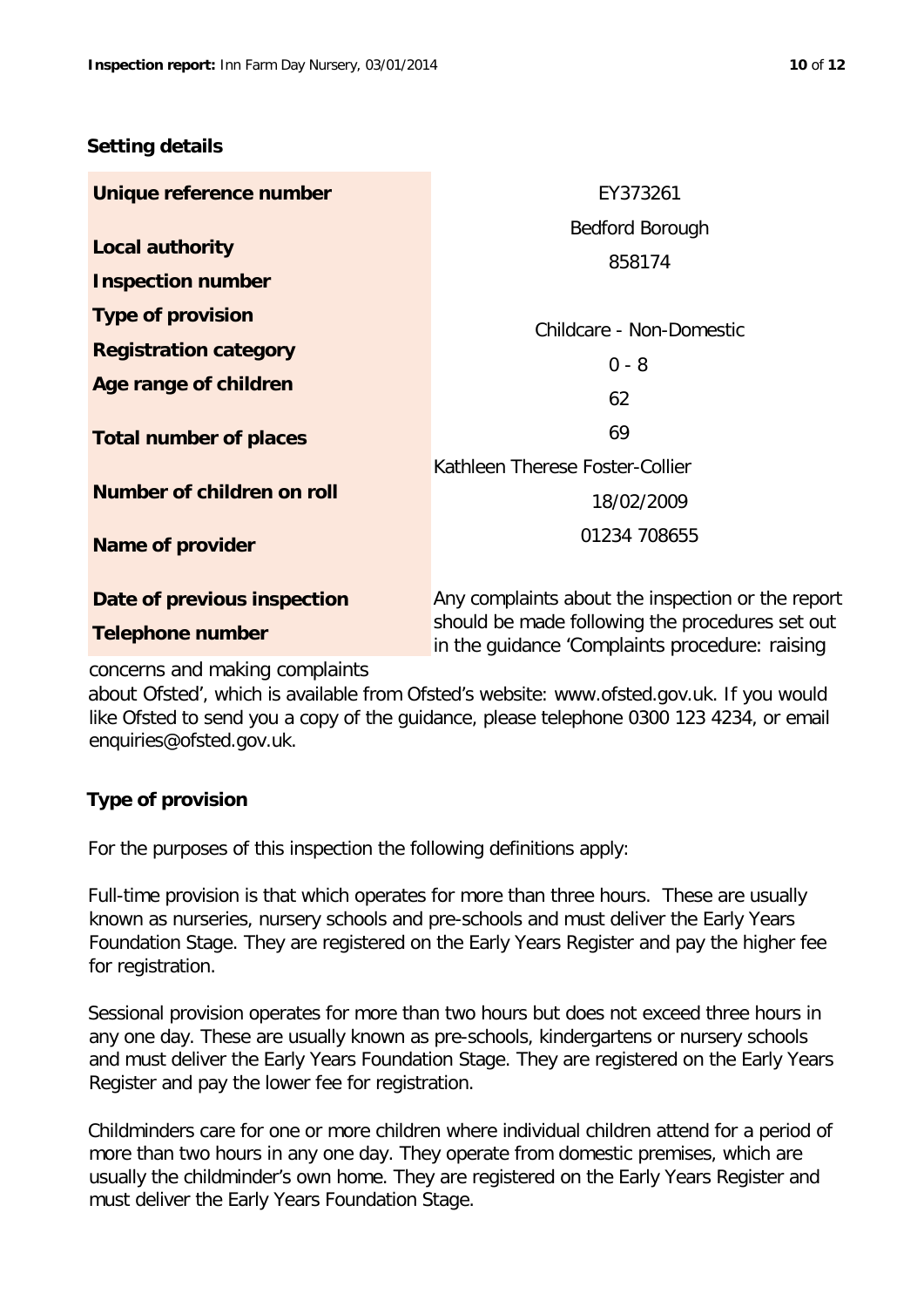## Setting details

| | |
|---|---|
| **Unique reference number** | EY373261 |
| **Local authority** | Bedford Borough |
| **Inspection number** | 858174 |
| **Type of provision** | |
| **Registration category** | Childcare - Non-Domestic |
| **Age range of children** | 0 - 8 |
| **Total number of places** | 62 |
| **Number of children on roll** | 69 |
| **Name of provider** | Kathleen Therese Foster-Collier |
| **Date of previous inspection** | 18/02/2009 |
| **Telephone number** | 01234 708655 |

Any complaints about the inspection or the report should be made following the procedures set out in the guidance 'Complaints procedure: raising concerns and making complaints about Ofsted', which is available from Ofsted's website: www.ofsted.gov.uk. If you would like Ofsted to send you a copy of the guidance, please telephone 0300 123 4234, or email enquiries@ofsted.gov.uk.

## Type of provision

For the purposes of this inspection the following definitions apply:

Full-time provision is that which operates for more than three hours. These are usually known as nurseries, nursery schools and pre-schools and must deliver the Early Years Foundation Stage. They are registered on the Early Years Register and pay the higher fee for registration.

Sessional provision operates for more than two hours but does not exceed three hours in any one day. These are usually known as pre-schools, kindergartens or nursery schools and must deliver the Early Years Foundation Stage. They are registered on the Early Years Register and pay the lower fee for registration.

Childminders care for one or more children where individual children attend for a period of more than two hours in any one day. They operate from domestic premises, which are usually the childminder's own home. They are registered on the Early Years Register and must deliver the Early Years Foundation Stage.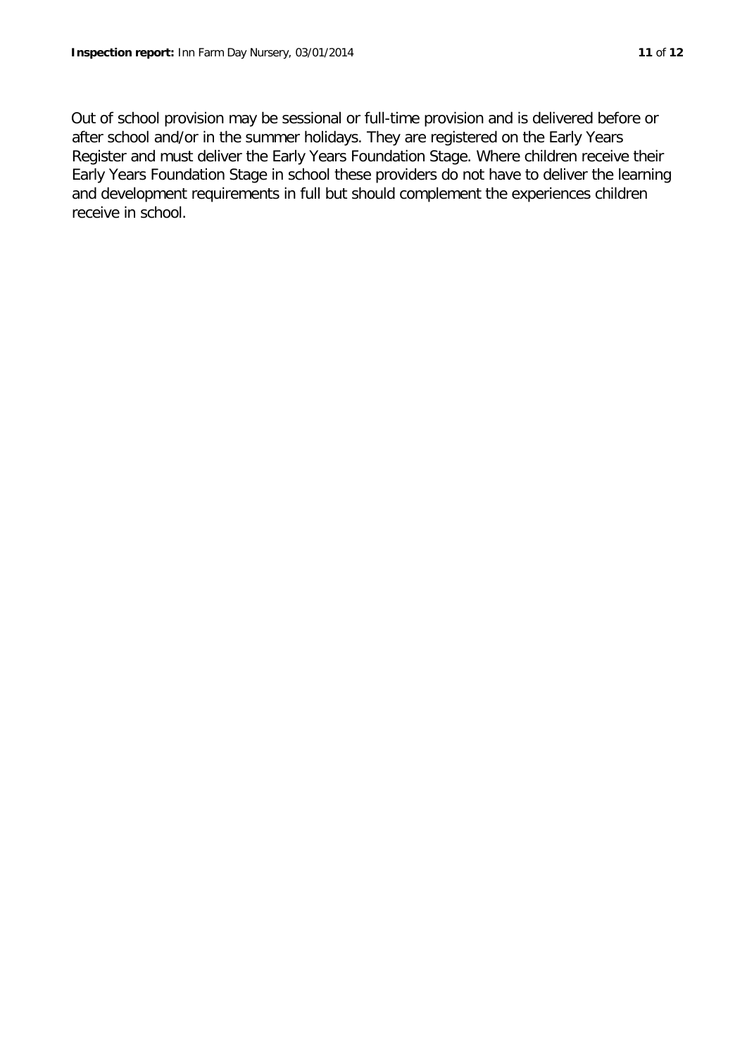Out of school provision may be sessional or full-time provision and is delivered before or after school and/or in the summer holidays. They are registered on the Early Years Register and must deliver the Early Years Foundation Stage. Where children receive their Early Years Foundation Stage in school these providers do not have to deliver the learning and development requirements in full but should complement the experiences children receive in school.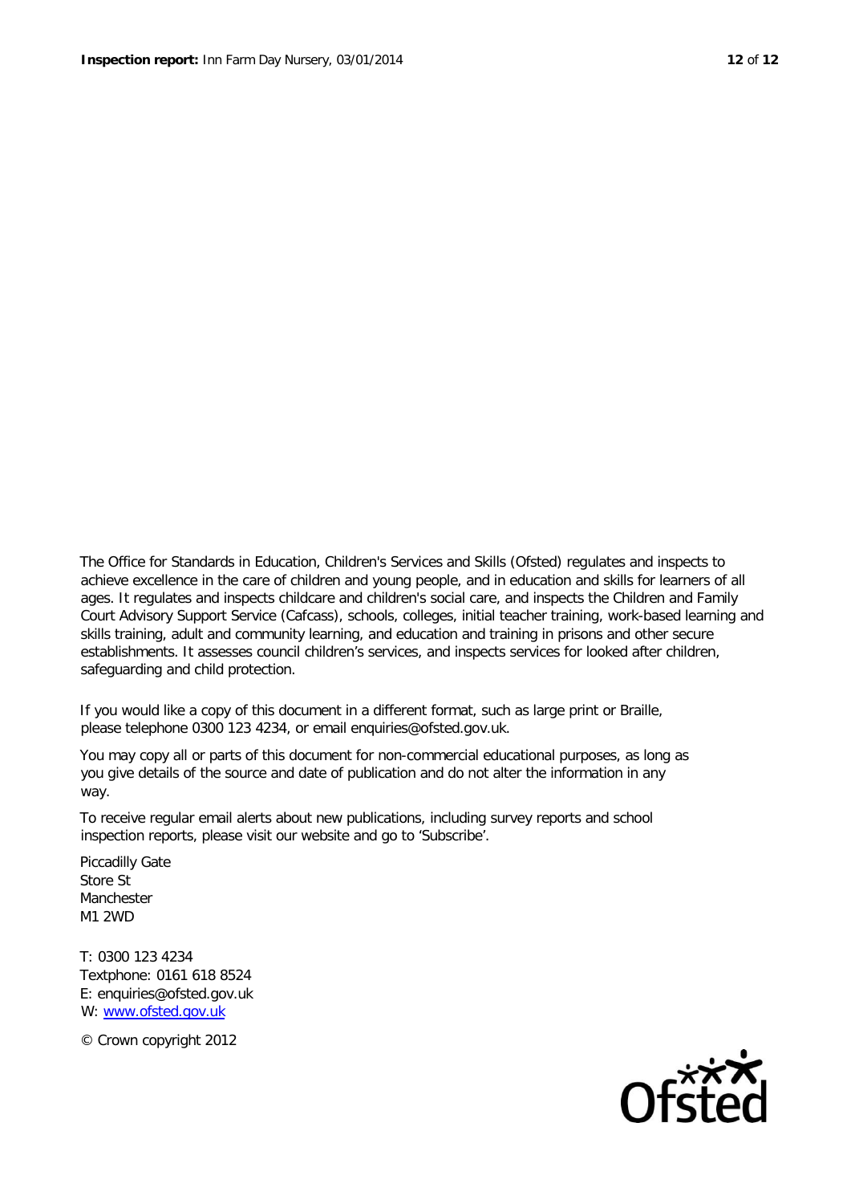The Office for Standards in Education, Children's Services and Skills (Ofsted) regulates and inspects to achieve excellence in the care of children and young people, and in education and skills for learners of all ages. It regulates and inspects childcare and children's social care, and inspects the Children and Family Court Advisory Support Service (Cafcass), schools, colleges, initial teacher training, work-based learning and skills training, adult and community learning, and education and training in prisons and other secure establishments. It assesses council children's services, and inspects services for looked after children, safeguarding and child protection.

If you would like a copy of this document in a different format, such as large print or Braille, please telephone 0300 123 4234, or email enquiries@ofsted.gov.uk.

You may copy all or parts of this document for non-commercial educational purposes, as long as you give details of the source and date of publication and do not alter the information in any way.

To receive regular email alerts about new publications, including survey reports and school inspection reports, please visit our website and go to 'Subscribe'.

Piccadilly Gate
Store St
Manchester
M1 2WD

T: 0300 123 4234
Textphone: 0161 618 8524
E: enquiries@ofsted.gov.uk
W: www.ofsted.gov.uk

© Crown copyright 2012

Ofsted